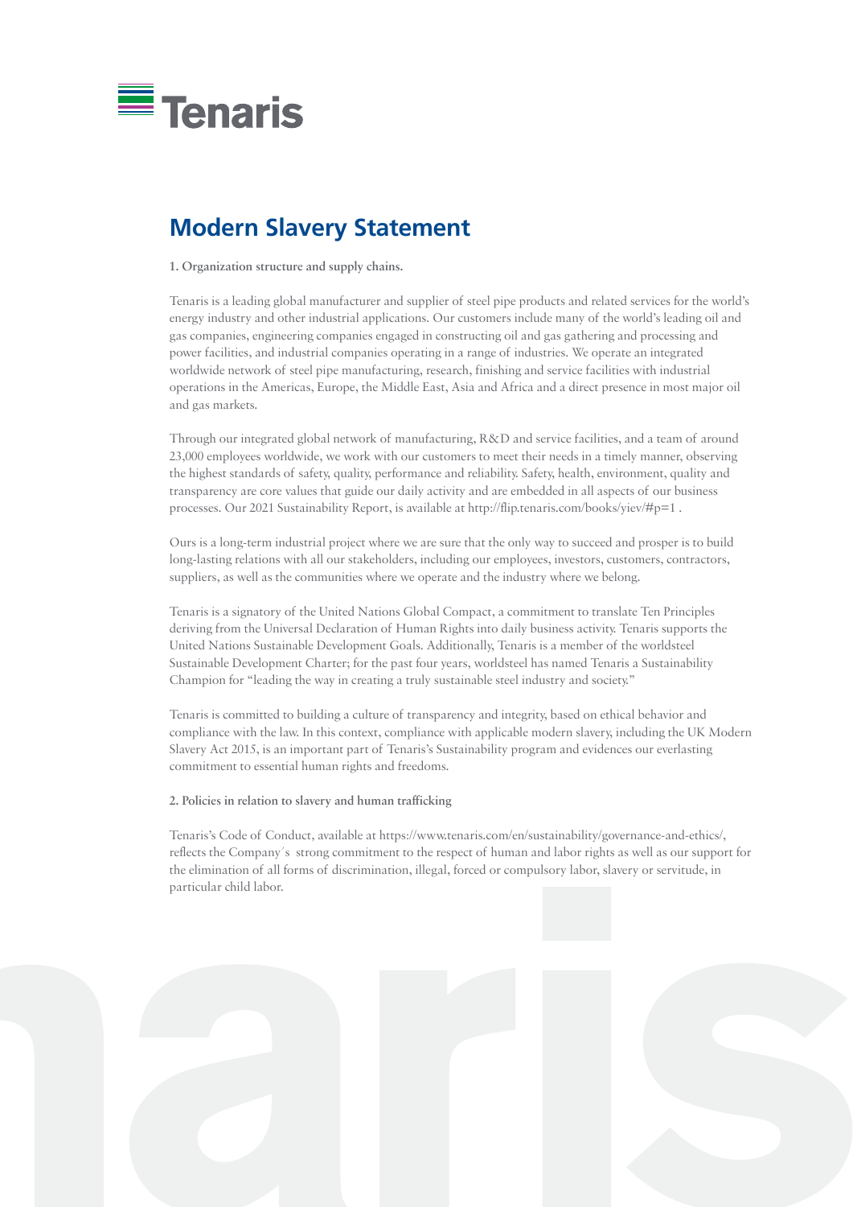# Modern Slavery Statement

**1. Organization structure and supply chains.**

Tenaris is a leading global manufacturer and supplier of steel pipe products and related services for the world's energy industry and other industrial applications. Our customers include many of the world's leading oil and gas companies, engineering companies engaged in constructing oil and gas gathering and processing and power facilities, and industrial companies operating in a range of industries. We operate an integrated worldwide network of steel pipe manufacturing, research, finishing and service facilities with industrial operations in the Americas, Europe, the Middle East, Asia and Africa and a direct presence in most major oil and gas markets.

Through our integrated global network of manufacturing, R&D and service facilities, and a team of around 23,000 employees worldwide, we work with our customers to meet their needs in a timely manner, observing the highest standards of safety, quality, performance and reliability. Safety, health, environment, quality and transparency are core values that guide our daily activity and are embedded in all aspects of our business processes. Our 2021 Sustainability Report, is available at http://flip.tenaris.com/books/yiev/#p=1 .

Ours is a long-term industrial project where we are sure that the only way to succeed and prosper is to build long-lasting relations with all our stakeholders, including our employees, investors, customers, contractors, suppliers, as well as the communities where we operate and the industry where we belong.

Tenaris is a signatory of the United Nations Global Compact, a commitment to translate Ten Principles deriving from the Universal Declaration of Human Rights into daily business activity. Tenaris supports the United Nations Sustainable Development Goals. Additionally, Tenaris is a member of the worldsteel Sustainable Development Charter; for the past four years, worldsteel has named Tenaris a Sustainability Champion for "leading the way in creating a truly sustainable steel industry and society."

Tenaris is committed to building a culture of transparency and integrity, based on ethical behavior and compliance with the law. In this context, compliance with applicable modern slavery, including the UK Modern Slavery Act 2015, is an important part of Tenaris's Sustainability program and evidences our everlasting commitment to essential human rights and freedoms.

**2. Policies in relation to slavery and human trafficking**

Tenaris's Code of Conduct, available at https://www.tenaris.com/en/sustainability/governance-and-ethics/, reflects the Company´s strong commitment to the respect of human and labor rights as well as our support for the elimination of all forms of discrimination, illegal, forced or compulsory labor, slavery or servitude, in particular child labor.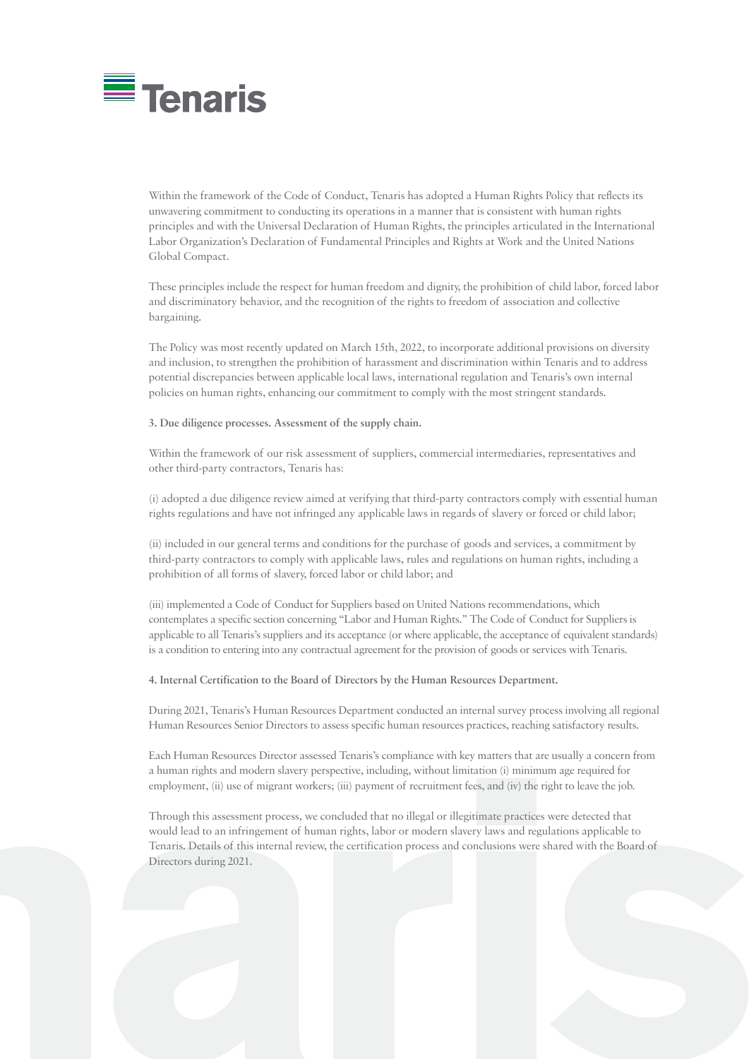Within the framework of the Code of Conduct, Tenaris has adopted a Human Rights Policy that reflects its unwavering commitment to conducting its operations in a manner that is consistent with human rights principles and with the Universal Declaration of Human Rights, the principles articulated in the International Labor Organization's Declaration of Fundamental Principles and Rights at Work and the United Nations Global Compact.

These principles include the respect for human freedom and dignity, the prohibition of child labor, forced labor and discriminatory behavior, and the recognition of the rights to freedom of association and collective bargaining.

The Policy was most recently updated on March 15th, 2022, to incorporate additional provisions on diversity and inclusion, to strengthen the prohibition of harassment and discrimination within Tenaris and to address potential discrepancies between applicable local laws, international regulation and Tenaris's own internal policies on human rights, enhancing our commitment to comply with the most stringent standards.

**3. Due diligence processes. Assessment of the supply chain.**

Within the framework of our risk assessment of suppliers, commercial intermediaries, representatives and other third-party contractors, Tenaris has:

(i) adopted a due diligence review aimed at verifying that third-party contractors comply with essential human rights regulations and have not infringed any applicable laws in regards of slavery or forced or child labor;

(ii) included in our general terms and conditions for the purchase of goods and services, a commitment by third-party contractors to comply with applicable laws, rules and regulations on human rights, including a prohibition of all forms of slavery, forced labor or child labor; and

(iii) implemented a Code of Conduct for Suppliers based on United Nations recommendations, which contemplates a specific section concerning "Labor and Human Rights." The Code of Conduct for Suppliers is applicable to all Tenaris's suppliers and its acceptance (or where applicable, the acceptance of equivalent standards) is a condition to entering into any contractual agreement for the provision of goods or services with Tenaris.

**4. Internal Certification to the Board of Directors by the Human Resources Department.**

During 2021, Tenaris's Human Resources Department conducted an internal survey process involving all regional Human Resources Senior Directors to assess specific human resources practices, reaching satisfactory results.

Each Human Resources Director assessed Tenaris's compliance with key matters that are usually a concern from a human rights and modern slavery perspective, including, without limitation (i) minimum age required for employment, (ii) use of migrant workers; (iii) payment of recruitment fees, and (iv) the right to leave the job.

Through this assessment process, we concluded that no illegal or illegitimate practices were detected that would lead to an infringement of human rights, labor or modern slavery laws and regulations applicable to Tenaris. Details of this internal review, the certification process and conclusions were shared with the Board of Directors during 2021.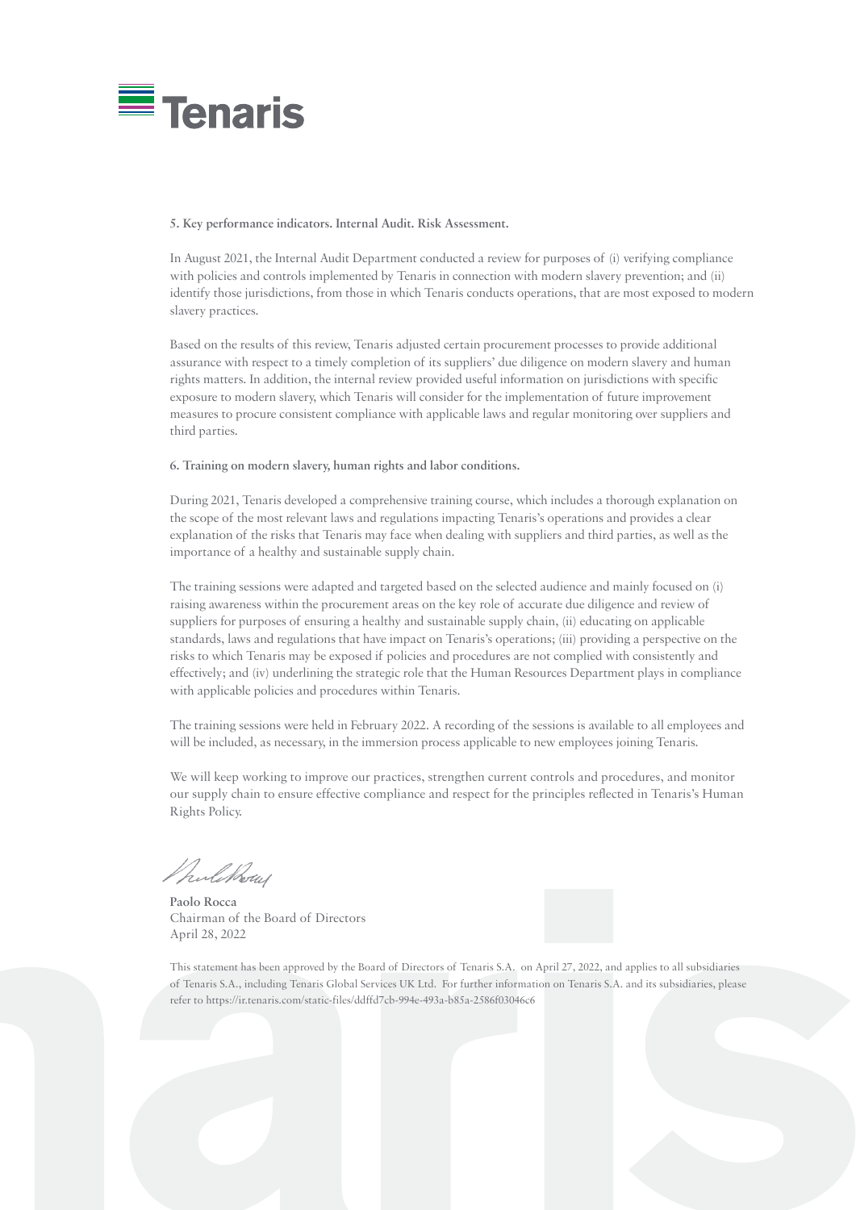**5. Key performance indicators. Internal Audit. Risk Assessment.**

In August 2021, the Internal Audit Department conducted a review for purposes of (i) verifying compliance with policies and controls implemented by Tenaris in connection with modern slavery prevention; and (ii) identify those jurisdictions, from those in which Tenaris conducts operations, that are most exposed to modern slavery practices.

Based on the results of this review, Tenaris adjusted certain procurement processes to provide additional assurance with respect to a timely completion of its suppliers' due diligence on modern slavery and human rights matters. In addition, the internal review provided useful information on jurisdictions with specific exposure to modern slavery, which Tenaris will consider for the implementation of future improvement measures to procure consistent compliance with applicable laws and regular monitoring over suppliers and third parties.

**6. Training on modern slavery, human rights and labor conditions.**

During 2021, Tenaris developed a comprehensive training course, which includes a thorough explanation on the scope of the most relevant laws and regulations impacting Tenaris's operations and provides a clear explanation of the risks that Tenaris may face when dealing with suppliers and third parties, as well as the importance of a healthy and sustainable supply chain.

The training sessions were adapted and targeted based on the selected audience and mainly focused on (i) raising awareness within the procurement areas on the key role of accurate due diligence and review of suppliers for purposes of ensuring a healthy and sustainable supply chain, (ii) educating on applicable standards, laws and regulations that have impact on Tenaris's operations; (iii) providing a perspective on the risks to which Tenaris may be exposed if policies and procedures are not complied with consistently and effectively; and (iv) underlining the strategic role that the Human Resources Department plays in compliance with applicable policies and procedures within Tenaris.

The training sessions were held in February 2022. A recording of the sessions is available to all employees and will be included, as necessary, in the immersion process applicable to new employees joining Tenaris.

We will keep working to improve our practices, strengthen current controls and procedures, and monitor our supply chain to ensure effective compliance and respect for the principles reflected in Tenaris's Human Rights Policy.

**Paolo Rocca**
Chairman of the Board of Directors
April 28, 2022

This statement has been approved by the Board of Directors of Tenaris S.A. on April 27, 2022, and applies to all subsidiaries of Tenaris S.A., including Tenaris Global Services UK Ltd. For further information on Tenaris S.A. and its subsidiaries, please refer to https://ir.tenaris.com/static-files/ddffd7cb-994e-493a-b85a-2586f03046c6